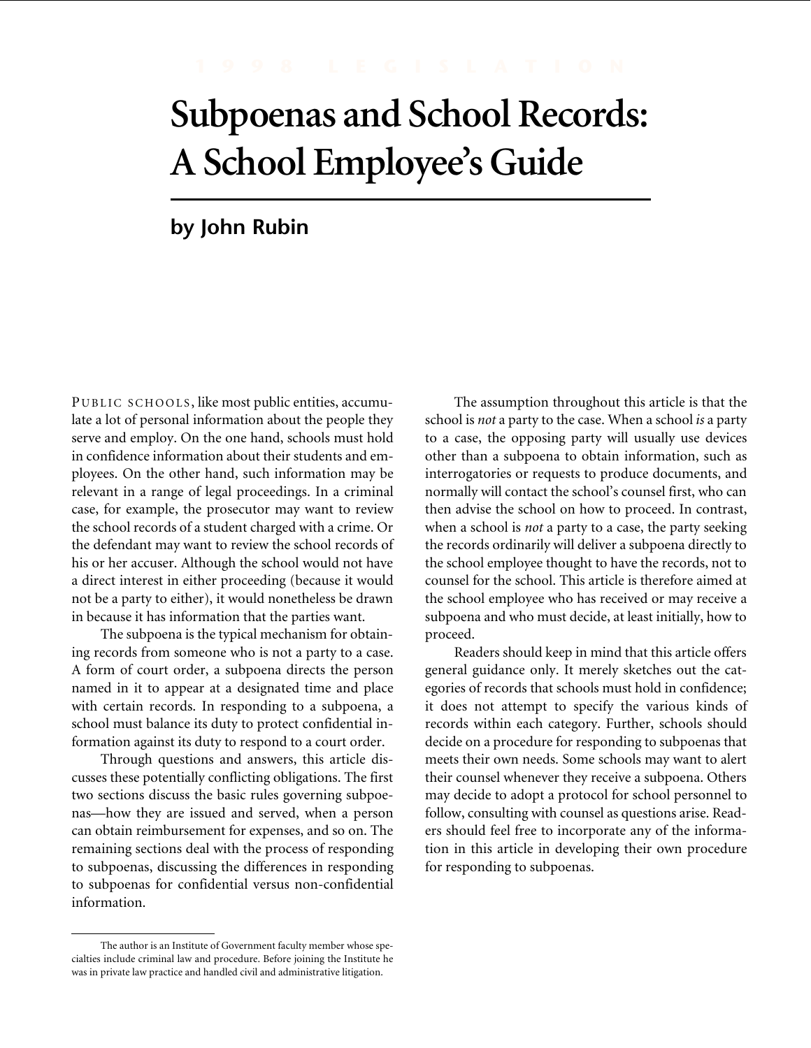# Subpoenas and School Records: A School Employee's Guide

**by John Rubin**

PUBLIC SCHOOLS, like most public entities, accumulate a lot of personal information about the people they serve and employ. On the one hand, schools must hold in confidence information about their students and employees. On the other hand, such information may be relevant in a range of legal proceedings. In a criminal case, for example, the prosecutor may want to review the school records of a student charged with a crime. Or the defendant may want to review the school records of his or her accuser. Although the school would not have a direct interest in either proceeding (because it would not be a party to either), it would nonetheless be drawn in because it has information that the parties want.

The subpoena is the typical mechanism for obtaining records from someone who is not a party to a case. A form of court order, a subpoena directs the person named in it to appear at a designated time and place with certain records. In responding to a subpoena, a school must balance its duty to protect confidential information against its duty to respond to a court order.

Through questions and answers, this article discusses these potentially conflicting obligations. The first two sections discuss the basic rules governing subpoenas—how they are issued and served, when a person can obtain reimbursement for expenses, and so on. The remaining sections deal with the process of responding to subpoenas, discussing the differences in responding to subpoenas for confidential versus non-confidential information.

The assumption throughout this article is that the school is *not* a party to the case. When a school *is* a party to a case, the opposing party will usually use devices other than a subpoena to obtain information, such as interrogatories or requests to produce documents, and normally will contact the school's counsel first, who can then advise the school on how to proceed. In contrast, when a school is *not* a party to a case, the party seeking the records ordinarily will deliver a subpoena directly to the school employee thought to have the records, not to counsel for the school. This article is therefore aimed at the school employee who has received or may receive a subpoena and who must decide, at least initially, how to proceed.

Readers should keep in mind that this article offers general guidance only. It merely sketches out the categories of records that schools must hold in confidence; it does not attempt to specify the various kinds of records within each category. Further, schools should decide on a procedure for responding to subpoenas that meets their own needs. Some schools may want to alert their counsel whenever they receive a subpoena. Others may decide to adopt a protocol for school personnel to follow, consulting with counsel as questions arise. Readers should feel free to incorporate any of the information in this article in developing their own procedure for responding to subpoenas.

---

The author is an Institute of Government faculty member whose specialties include criminal law and procedure. Before joining the Institute he was in private law practice and handled civil and administrative litigation.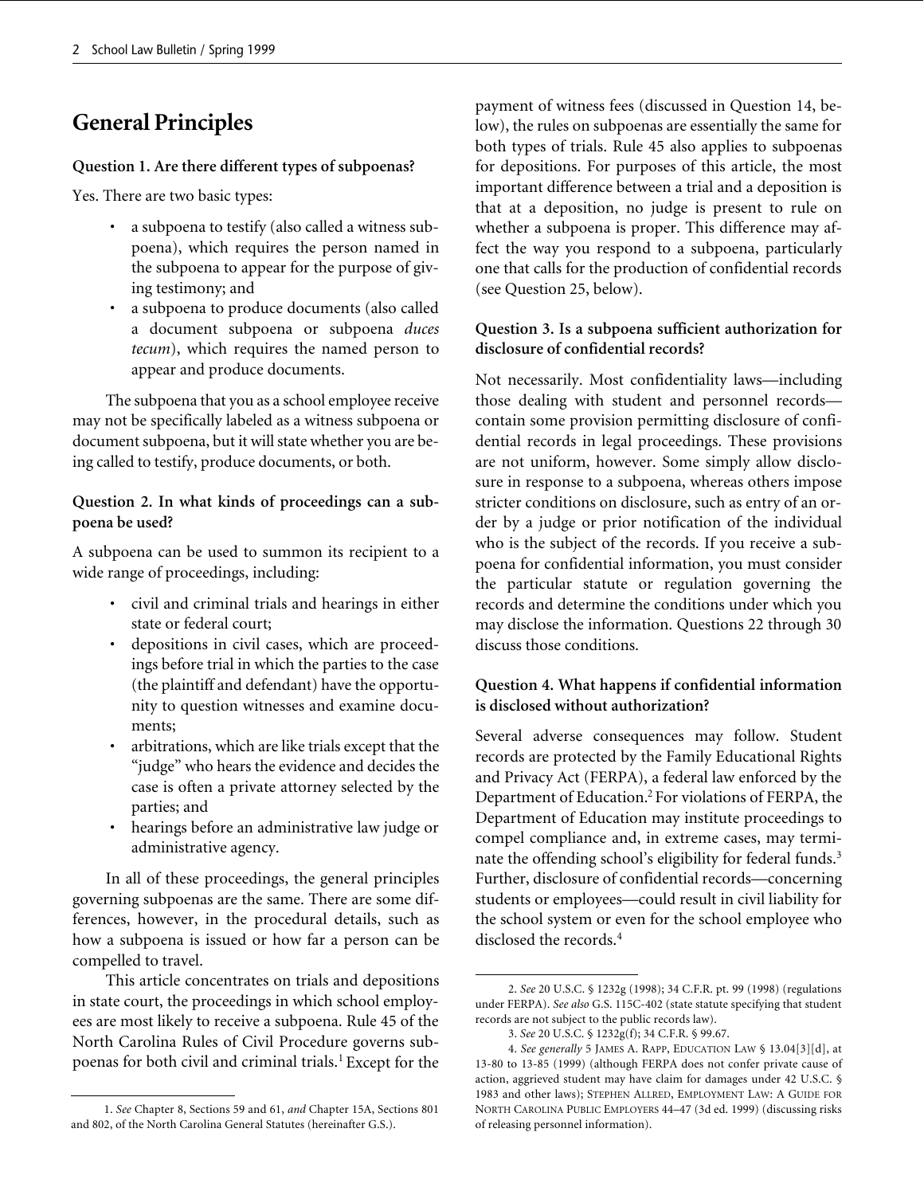## General Principles

**Question 1. Are there different types of subpoenas?**

Yes. There are two basic types:

- a subpoena to testify (also called a witness subpoena), which requires the person named in the subpoena to appear for the purpose of giving testimony; and
- a subpoena to produce documents (also called a document subpoena or subpoena *duces tecum*), which requires the named person to appear and produce documents.

The subpoena that you as a school employee receive may not be specifically labeled as a witness subpoena or document subpoena, but it will state whether you are being called to testify, produce documents, or both.

**Question 2. In what kinds of proceedings can a subpoena be used?**

A subpoena can be used to summon its recipient to a wide range of proceedings, including:

- civil and criminal trials and hearings in either state or federal court;
- depositions in civil cases, which are proceedings before trial in which the parties to the case (the plaintiff and defendant) have the opportunity to question witnesses and examine documents;
- arbitrations, which are like trials except that the "judge" who hears the evidence and decides the case is often a private attorney selected by the parties; and
- hearings before an administrative law judge or administrative agency.

In all of these proceedings, the general principles governing subpoenas are the same. There are some differences, however, in the procedural details, such as how a subpoena is issued or how far a person can be compelled to travel.

This article concentrates on trials and depositions in state court, the proceedings in which school employees are most likely to receive a subpoena. Rule 45 of the North Carolina Rules of Civil Procedure governs subpoenas for both civil and criminal trials.[1] Except for the payment of witness fees (discussed in Question 14, below), the rules on subpoenas are essentially the same for both types of trials. Rule 45 also applies to subpoenas for depositions. For purposes of this article, the most important difference between a trial and a deposition is that at a deposition, no judge is present to rule on whether a subpoena is proper. This difference may affect the way you respond to a subpoena, particularly one that calls for the production of confidential records (see Question 25, below).

**Question 3. Is a subpoena sufficient authorization for disclosure of confidential records?**

Not necessarily. Most confidentiality laws—including those dealing with student and personnel records—contain some provision permitting disclosure of confidential records in legal proceedings. These provisions are not uniform, however. Some simply allow disclosure in response to a subpoena, whereas others impose stricter conditions on disclosure, such as entry of an order by a judge or prior notification of the individual who is the subject of the records. If you receive a subpoena for confidential information, you must consider the particular statute or regulation governing the records and determine the conditions under which you may disclose the information. Questions 22 through 30 discuss those conditions.

**Question 4. What happens if confidential information is disclosed without authorization?**

Several adverse consequences may follow. Student records are protected by the Family Educational Rights and Privacy Act (FERPA), a federal law enforced by the Department of Education.[2] For violations of FERPA, the Department of Education may institute proceedings to compel compliance and, in extreme cases, may terminate the offending school's eligibility for federal funds.[3] Further, disclosure of confidential records—concerning students or employees—could result in civil liability for the school system or even for the school employee who disclosed the records.[4]

---

1. *See* Chapter 8, Sections 59 and 61, *and* Chapter 15A, Sections 801 and 802, of the North Carolina General Statutes (hereinafter G.S.).

2. *See* 20 U.S.C. § 1232g (1998); 34 C.F.R. pt. 99 (1998) (regulations under FERPA). *See also* G.S. 115C-402 (state statute specifying that student records are not subject to the public records law).

3. *See* 20 U.S.C. § 1232g(f); 34 C.F.R. § 99.67.

4. *See generally* 5 JAMES A. RAPP, EDUCATION LAW § 13.04[3][d], at 13-80 to 13-85 (1999) (although FERPA does not confer private cause of action, aggrieved student may have claim for damages under 42 U.S.C. § 1983 and other laws); STEPHEN ALLRED, EMPLOYMENT LAW: A GUIDE FOR NORTH CAROLINA PUBLIC EMPLOYERS 44–47 (3d ed. 1999) (discussing risks of releasing personnel information).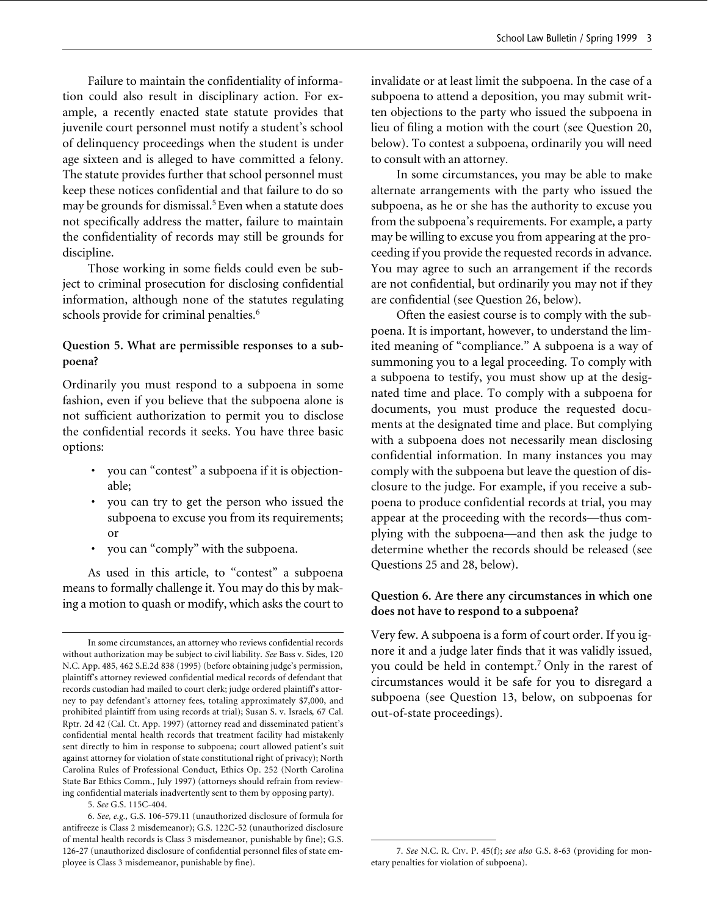Failure to maintain the confidentiality of information could also result in disciplinary action. For example, a recently enacted state statute provides that juvenile court personnel must notify a student's school of delinquency proceedings when the student is under age sixteen and is alleged to have committed a felony. The statute provides further that school personnel must keep these notices confidential and that failure to do so may be grounds for dismissal.[5] Even when a statute does not specifically address the matter, failure to maintain the confidentiality of records may still be grounds for discipline.

Those working in some fields could even be subject to criminal prosecution for disclosing confidential information, although none of the statutes regulating schools provide for criminal penalties.[6]

### Question 5. What are permissible responses to a subpoena?

Ordinarily you must respond to a subpoena in some fashion, even if you believe that the subpoena alone is not sufficient authorization to permit you to disclose the confidential records it seeks. You have three basic options:

- you can "contest" a subpoena if it is objectionable;
- you can try to get the person who issued the subpoena to excuse you from its requirements; or
- you can "comply" with the subpoena.

As used in this article, to "contest" a subpoena means to formally challenge it. You may do this by making a motion to quash or modify, which asks the court to invalidate or at least limit the subpoena. In the case of a subpoena to attend a deposition, you may submit written objections to the party who issued the subpoena in lieu of filing a motion with the court (see Question 20, below). To contest a subpoena, ordinarily you will need to consult with an attorney.

In some circumstances, you may be able to make alternate arrangements with the party who issued the subpoena, as he or she has the authority to excuse you from the subpoena's requirements. For example, a party may be willing to excuse you from appearing at the proceeding if you provide the requested records in advance. You may agree to such an arrangement if the records are not confidential, but ordinarily you may not if they are confidential (see Question 26, below).

Often the easiest course is to comply with the subpoena. It is important, however, to understand the limited meaning of "compliance." A subpoena is a way of summoning you to a legal proceeding. To comply with a subpoena to testify, you must show up at the designated time and place. To comply with a subpoena for documents, you must produce the requested documents at the designated time and place. But complying with a subpoena does not necessarily mean disclosing confidential information. In many instances you may comply with the subpoena but leave the question of disclosure to the judge. For example, if you receive a subpoena to produce confidential records at trial, you may appear at the proceeding with the records—thus complying with the subpoena—and then ask the judge to determine whether the records should be released (see Questions 25 and 28, below).

### Question 6. Are there any circumstances in which one does not have to respond to a subpoena?

Very few. A subpoena is a form of court order. If you ignore it and a judge later finds that it was validly issued, you could be held in contempt.[7] Only in the rarest of circumstances would it be safe for you to disregard a subpoena (see Question 13, below, on subpoenas for out-of-state proceedings).

---

In some circumstances, an attorney who reviews confidential records without authorization may be subject to civil liability. *See* Bass v. Sides, 120 N.C. App. 485, 462 S.E.2d 838 (1995) (before obtaining judge's permission, plaintiff's attorney reviewed confidential medical records of defendant that records custodian had mailed to court clerk; judge ordered plaintiff's attorney to pay defendant's attorney fees, totaling approximately $7,000, and prohibited plaintiff from using records at trial); Susan S. v. Israels*,* 67 Cal. Rptr. 2d 42 (Cal. Ct. App. 1997) (attorney read and disseminated patient's confidential mental health records that treatment facility had mistakenly sent directly to him in response to subpoena; court allowed patient's suit against attorney for violation of state constitutional right of privacy); North Carolina Rules of Professional Conduct, Ethics Op. 252 (North Carolina State Bar Ethics Comm., July 1997) (attorneys should refrain from reviewing confidential materials inadvertently sent to them by opposing party).

5. *See* G.S. 115C-404.

6. *See, e.g.,* G.S. 106-579.11 (unauthorized disclosure of formula for antifreeze is Class 2 misdemeanor); G.S. 122C-52 (unauthorized disclosure of mental health records is Class 3 misdemeanor, punishable by fine); G.S. 126-27 (unauthorized disclosure of confidential personnel files of state employee is Class 3 misdemeanor, punishable by fine).

7. *See* N.C. R. CIV. P. 45(f); *see also* G.S. 8-63 (providing for monetary penalties for violation of subpoena).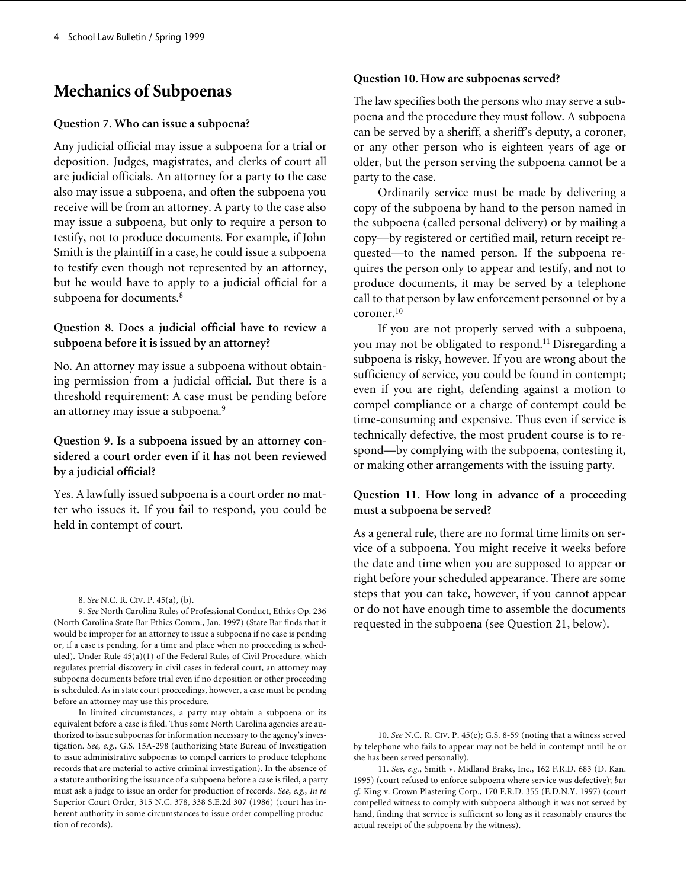## Mechanics of Subpoenas

### Question 7. Who can issue a subpoena?

Any judicial official may issue a subpoena for a trial or deposition. Judges, magistrates, and clerks of court all are judicial officials. An attorney for a party to the case also may issue a subpoena, and often the subpoena you receive will be from an attorney. A party to the case also may issue a subpoena, but only to require a person to testify, not to produce documents. For example, if John Smith is the plaintiff in a case, he could issue a subpoena to testify even though not represented by an attorney, but he would have to apply to a judicial official for a subpoena for documents.[8]

### Question 8. Does a judicial official have to review a subpoena before it is issued by an attorney?

No. An attorney may issue a subpoena without obtaining permission from a judicial official. But there is a threshold requirement: A case must be pending before an attorney may issue a subpoena.[9]

### Question 9. Is a subpoena issued by an attorney considered a court order even if it has not been reviewed by a judicial official?

Yes. A lawfully issued subpoena is a court order no matter who issues it. If you fail to respond, you could be held in contempt of court.

### Question 10. How are subpoenas served?

The law specifies both the persons who may serve a subpoena and the procedure they must follow. A subpoena can be served by a sheriff, a sheriff's deputy, a coroner, or any other person who is eighteen years of age or older, but the person serving the subpoena cannot be a party to the case.

Ordinarily service must be made by delivering a copy of the subpoena by hand to the person named in the subpoena (called personal delivery) or by mailing a copy—by registered or certified mail, return receipt requested—to the named person. If the subpoena requires the person only to appear and testify, and not to produce documents, it may be served by a telephone call to that person by law enforcement personnel or by a coroner.[10]

If you are not properly served with a subpoena, you may not be obligated to respond.[11] Disregarding a subpoena is risky, however. If you are wrong about the sufficiency of service, you could be found in contempt; even if you are right, defending against a motion to compel compliance or a charge of contempt could be time-consuming and expensive. Thus even if service is technically defective, the most prudent course is to respond—by complying with the subpoena, contesting it, or making other arrangements with the issuing party.

### Question 11. How long in advance of a proceeding must a subpoena be served?

As a general rule, there are no formal time limits on service of a subpoena. You might receive it weeks before the date and time when you are supposed to appear or right before your scheduled appearance. There are some steps that you can take, however, if you cannot appear or do not have enough time to assemble the documents requested in the subpoena (see Question 21, below).

---

8. *See* N.C. R. Civ. P. 45(a), (b).

9. *See* North Carolina Rules of Professional Conduct, Ethics Op. 236 (North Carolina State Bar Ethics Comm., Jan. 1997) (State Bar finds that it would be improper for an attorney to issue a subpoena if no case is pending or, if a case is pending, for a time and place when no proceeding is scheduled). Under Rule 45(a)(1) of the Federal Rules of Civil Procedure, which regulates pretrial discovery in civil cases in federal court, an attorney may subpoena documents before trial even if no deposition or other proceeding is scheduled. As in state court proceedings, however, a case must be pending before an attorney may use this procedure.

In limited circumstances, a party may obtain a subpoena or its equivalent before a case is filed. Thus some North Carolina agencies are authorized to issue subpoenas for information necessary to the agency's investigation. *See, e.g.,* G.S. 15A-298 (authorizing State Bureau of Investigation to issue administrative subpoenas to compel carriers to produce telephone records that are material to active criminal investigation). In the absence of a statute authorizing the issuance of a subpoena before a case is filed, a party must ask a judge to issue an order for production of records. *See, e.g., In re* Superior Court Order, 315 N.C. 378, 338 S.E.2d 307 (1986) (court has inherent authority in some circumstances to issue order compelling production of records).

10. *See* N.C. R. Civ. P. 45(e); G.S. 8-59 (noting that a witness served by telephone who fails to appear may not be held in contempt until he or she has been served personally).

11. *See, e.g.*, Smith v. Midland Brake, Inc., 162 F.R.D. 683 (D. Kan. 1995) (court refused to enforce subpoena where service was defective); *but cf.* King v. Crown Plastering Corp., 170 F.R.D. 355 (E.D.N.Y. 1997) (court compelled witness to comply with subpoena although it was not served by hand, finding that service is sufficient so long as it reasonably ensures the actual receipt of the subpoena by the witness).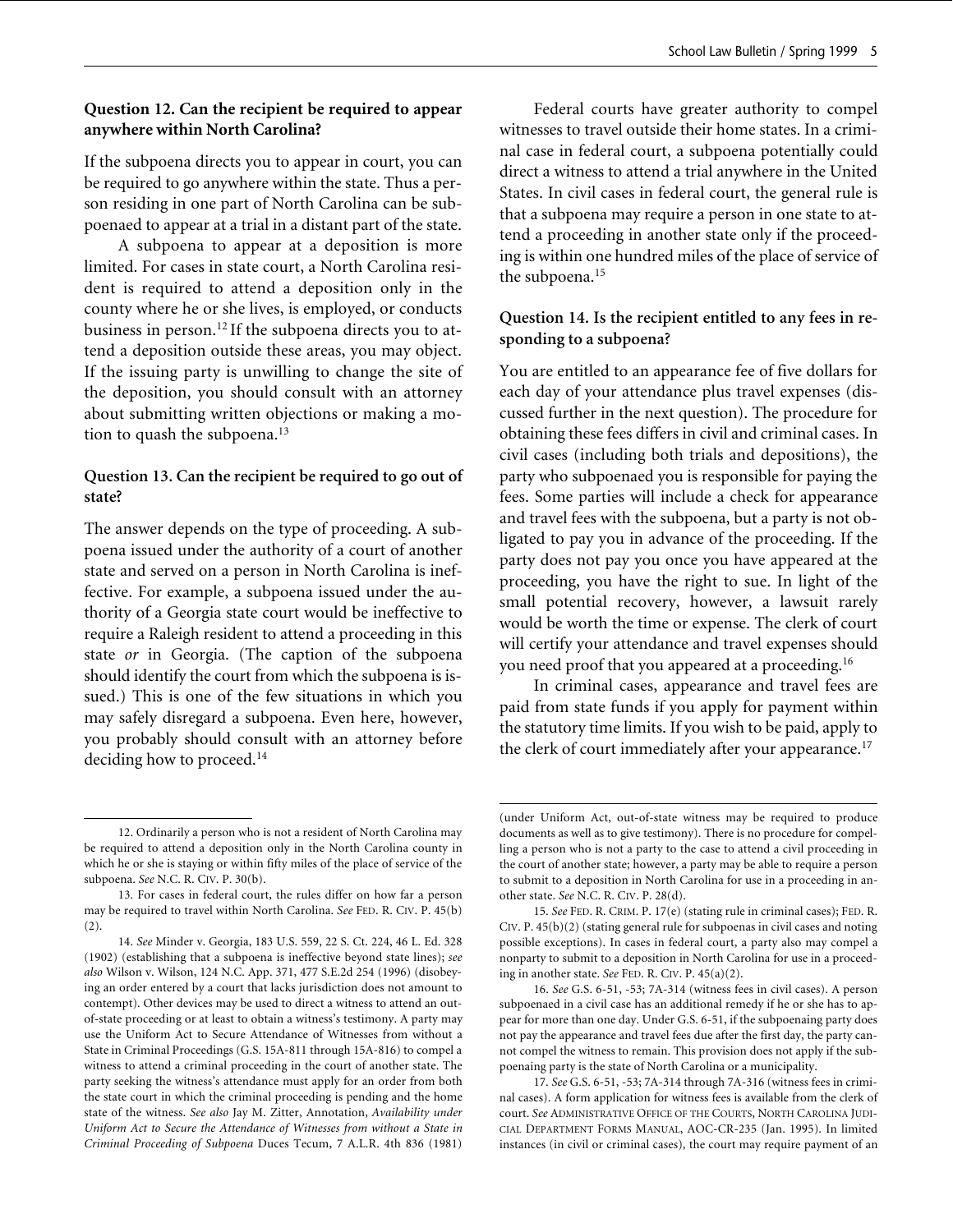### Question 12. Can the recipient be required to appear anywhere within North Carolina?

If the subpoena directs you to appear in court, you can be required to go anywhere within the state. Thus a person residing in one part of North Carolina can be subpoenaed to appear at a trial in a distant part of the state.

A subpoena to appear at a deposition is more limited. For cases in state court, a North Carolina resident is required to attend a deposition only in the county where he or she lives, is employed, or conducts business in person.[12] If the subpoena directs you to attend a deposition outside these areas, you may object. If the issuing party is unwilling to change the site of the deposition, you should consult with an attorney about submitting written objections or making a motion to quash the subpoena.[13]

### Question 13. Can the recipient be required to go out of state?

The answer depends on the type of proceeding. A subpoena issued under the authority of a court of another state and served on a person in North Carolina is ineffective. For example, a subpoena issued under the authority of a Georgia state court would be ineffective to require a Raleigh resident to attend a proceeding in this state *or* in Georgia. (The caption of the subpoena should identify the court from which the subpoena is issued.) This is one of the few situations in which you may safely disregard a subpoena. Even here, however, you probably should consult with an attorney before deciding how to proceed.[14]

Federal courts have greater authority to compel witnesses to travel outside their home states. In a criminal case in federal court, a subpoena potentially could direct a witness to attend a trial anywhere in the United States. In civil cases in federal court, the general rule is that a subpoena may require a person in one state to attend a proceeding in another state only if the proceeding is within one hundred miles of the place of service of the subpoena.[15]

### Question 14. Is the recipient entitled to any fees in responding to a subpoena?

You are entitled to an appearance fee of five dollars for each day of your attendance plus travel expenses (discussed further in the next question). The procedure for obtaining these fees differs in civil and criminal cases. In civil cases (including both trials and depositions), the party who subpoenaed you is responsible for paying the fees. Some parties will include a check for appearance and travel fees with the subpoena, but a party is not obligated to pay you in advance of the proceeding. If the party does not pay you once you have appeared at the proceeding, you have the right to sue. In light of the small potential recovery, however, a lawsuit rarely would be worth the time or expense. The clerk of court will certify your attendance and travel expenses should you need proof that you appeared at a proceeding.[16]

In criminal cases, appearance and travel fees are paid from state funds if you apply for payment within the statutory time limits. If you wish to be paid, apply to the clerk of court immediately after your appearance.[17]

---

12. Ordinarily a person who is not a resident of North Carolina may be required to attend a deposition only in the North Carolina county in which he or she is staying or within fifty miles of the place of service of the subpoena. *See* N.C. R. Civ. P. 30(b).

13. For cases in federal court, the rules differ on how far a person may be required to travel within North Carolina. *See* Fed. R. Civ. P. 45(b)(2).

14. *See* Minder v. Georgia, 183 U.S. 559, 22 S. Ct. 224, 46 L. Ed. 328 (1902) (establishing that a subpoena is ineffective beyond state lines); *see also* Wilson v. Wilson, 124 N.C. App. 371, 477 S.E.2d 254 (1996) (disobeying an order entered by a court that lacks jurisdiction does not amount to contempt). Other devices may be used to direct a witness to attend an out-of-state proceeding or at least to obtain a witness's testimony. A party may use the Uniform Act to Secure Attendance of Witnesses from without a State in Criminal Proceedings (G.S. 15A-811 through 15A-816) to compel a witness to attend a criminal proceeding in the court of another state. The party seeking the witness's attendance must apply for an order from both the state court in which the criminal proceeding is pending and the home state of the witness. *See also* Jay M. Zitter, Annotation, *Availability under Uniform Act to Secure the Attendance of Witnesses from without a State in Criminal Proceeding of Subpoena* Duces Tecum, 7 A.L.R. 4th 836 (1981) (under Uniform Act, out-of-state witness may be required to produce documents as well as to give testimony). There is no procedure for compelling a person who is not a party to the case to attend a civil proceeding in the court of another state; however, a party may be able to require a person to submit to a deposition in North Carolina for use in a proceeding in another state. *See* N.C. R. Civ. P. 28(d).

15. *See* Fed. R. Crim. P. 17(e) (stating rule in criminal cases); Fed. R. Civ. P. 45(b)(2) (stating general rule for subpoenas in civil cases and noting possible exceptions). In cases in federal court, a party also may compel a nonparty to submit to a deposition in North Carolina for use in a proceeding in another state. *See* Fed. R. Civ. P. 45(a)(2).

16. *See* G.S. 6-51, -53; 7A-314 (witness fees in civil cases). A person subpoenaed in a civil case has an additional remedy if he or she has to appear for more than one day. Under G.S. 6-51, if the subpoenaing party does not pay the appearance and travel fees due after the first day, the party cannot compel the witness to remain. This provision does not apply if the subpoenaing party is the state of North Carolina or a municipality.

17. *See* G.S. 6-51, -53; 7A-314 through 7A-316 (witness fees in criminal cases). A form application for witness fees is available from the clerk of court. *See* Administrative Office of the Courts, North Carolina Judicial Department Forms Manual, AOC-CR-235 (Jan. 1995). In limited instances (in civil or criminal cases), the court may require payment of an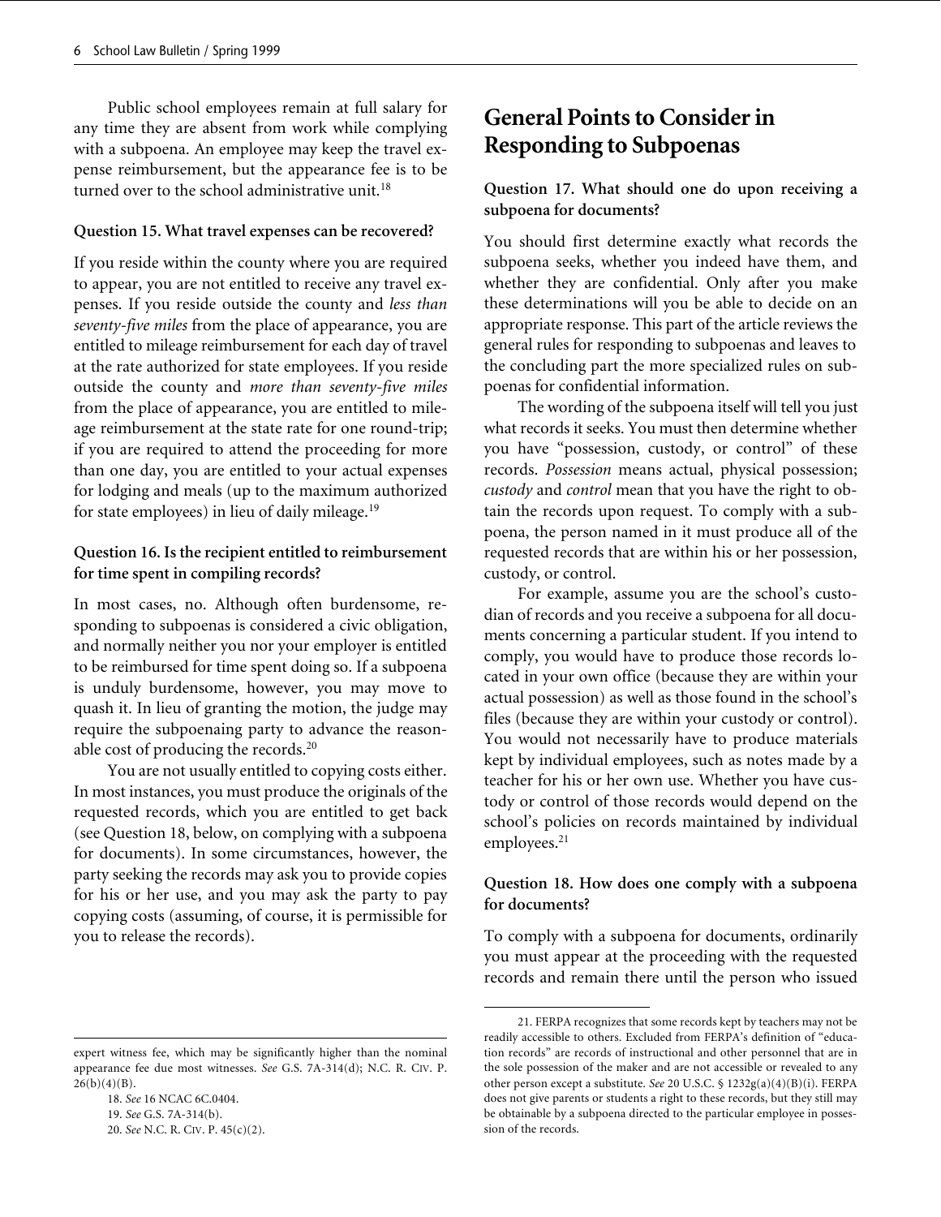Public school employees remain at full salary for any time they are absent from work while complying with a subpoena. An employee may keep the travel expense reimbursement, but the appearance fee is to be turned over to the school administrative unit.[18]

**Question 15. What travel expenses can be recovered?**

If you reside within the county where you are required to appear, you are not entitled to receive any travel expenses. If you reside outside the county and *less than seventy-five miles* from the place of appearance, you are entitled to mileage reimbursement for each day of travel at the rate authorized for state employees. If you reside outside the county and *more than seventy-five miles* from the place of appearance, you are entitled to mileage reimbursement at the state rate for one round-trip; if you are required to attend the proceeding for more than one day, you are entitled to your actual expenses for lodging and meals (up to the maximum authorized for state employees) in lieu of daily mileage.[19]

**Question 16. Is the recipient entitled to reimbursement for time spent in compiling records?**

In most cases, no. Although often burdensome, responding to subpoenas is considered a civic obligation, and normally neither you nor your employer is entitled to be reimbursed for time spent doing so. If a subpoena is unduly burdensome, however, you may move to quash it. In lieu of granting the motion, the judge may require the subpoenaing party to advance the reasonable cost of producing the records.[20]

You are not usually entitled to copying costs either. In most instances, you must produce the originals of the requested records, which you are entitled to get back (see Question 18, below, on complying with a subpoena for documents). In some circumstances, however, the party seeking the records may ask you to provide copies for his or her use, and you may ask the party to pay copying costs (assuming, of course, it is permissible for you to release the records).

## General Points to Consider in Responding to Subpoenas

**Question 17. What should one do upon receiving a subpoena for documents?**

You should first determine exactly what records the subpoena seeks, whether you indeed have them, and whether they are confidential. Only after you make these determinations will you be able to decide on an appropriate response. This part of the article reviews the general rules for responding to subpoenas and leaves to the concluding part the more specialized rules on subpoenas for confidential information.

The wording of the subpoena itself will tell you just what records it seeks. You must then determine whether you have "possession, custody, or control" of these records. *Possession* means actual, physical possession; *custody* and *control* mean that you have the right to obtain the records upon request. To comply with a subpoena, the person named in it must produce all of the requested records that are within his or her possession, custody, or control.

For example, assume you are the school's custodian of records and you receive a subpoena for all documents concerning a particular student. If you intend to comply, you would have to produce those records located in your own office (because they are within your actual possession) as well as those found in the school's files (because they are within your custody or control). You would not necessarily have to produce materials kept by individual employees, such as notes made by a teacher for his or her own use. Whether you have custody or control of those records would depend on the school's policies on records maintained by individual employees.[21]

**Question 18. How does one comply with a subpoena for documents?**

To comply with a subpoena for documents, ordinarily you must appear at the proceeding with the requested records and remain there until the person who issued

---

expert witness fee, which may be significantly higher than the nominal appearance fee due most witnesses. *See* G.S. 7A-314(d); N.C. R. CIV. P. 26(b)(4)(B).

18. *See* 16 NCAC 6C.0404.

19. *See* G.S. 7A-314(b).

20. *See* N.C. R. CIV. P. 45(c)(2).

21. FERPA recognizes that some records kept by teachers may not be readily accessible to others. Excluded from FERPA's definition of "education records" are records of instructional and other personnel that are in the sole possession of the maker and are not accessible or revealed to any other person except a substitute. *See* 20 U.S.C. § 1232g(a)(4)(B)(i). FERPA does not give parents or students a right to these records, but they still may be obtainable by a subpoena directed to the particular employee in possession of the records.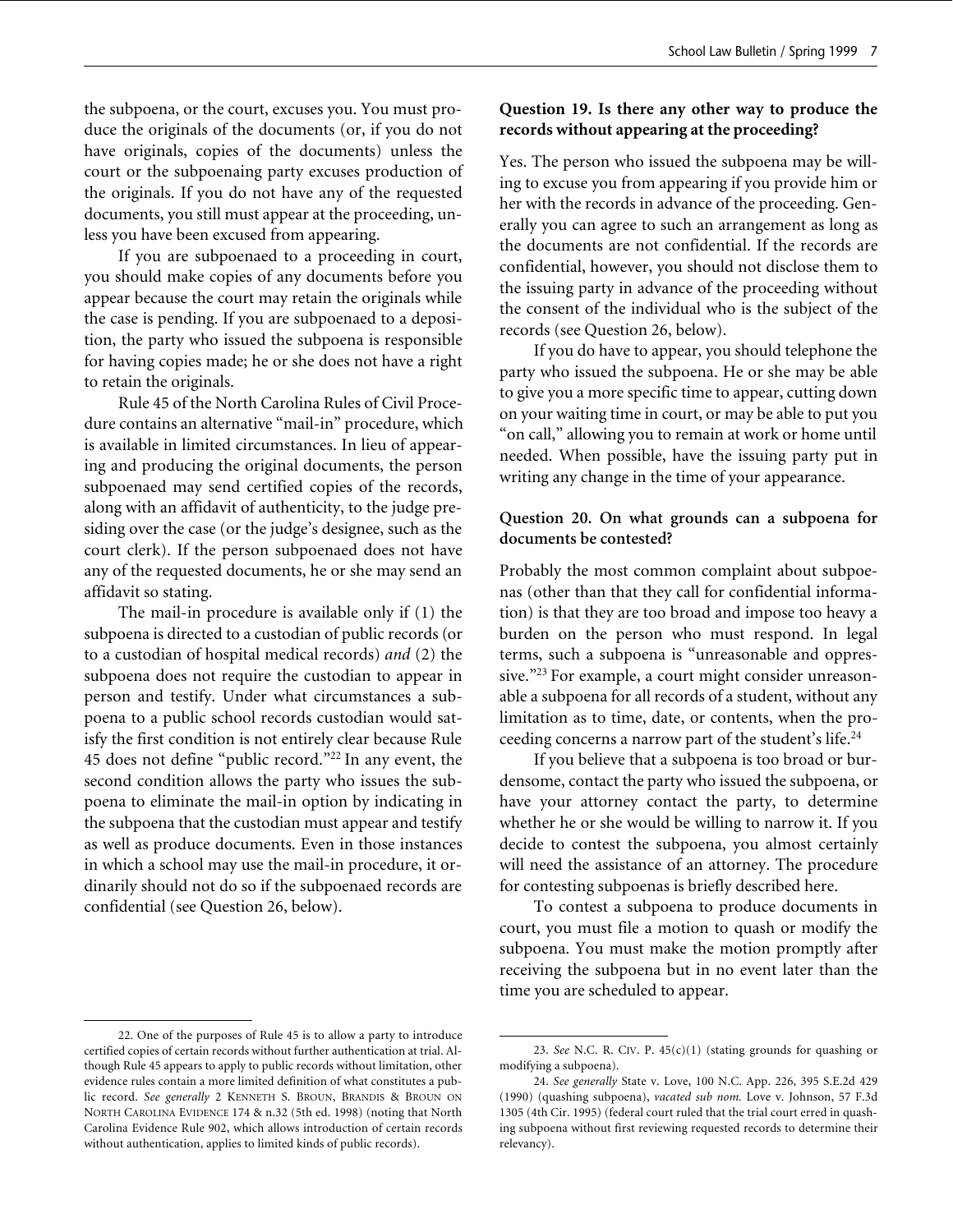the subpoena, or the court, excuses you. You must produce the originals of the documents (or, if you do not have originals, copies of the documents) unless the court or the subpoenaing party excuses production of the originals. If you do not have any of the requested documents, you still must appear at the proceeding, unless you have been excused from appearing.

If you are subpoenaed to a proceeding in court, you should make copies of any documents before you appear because the court may retain the originals while the case is pending. If you are subpoenaed to a deposition, the party who issued the subpoena is responsible for having copies made; he or she does not have a right to retain the originals.

Rule 45 of the North Carolina Rules of Civil Procedure contains an alternative "mail-in" procedure, which is available in limited circumstances. In lieu of appearing and producing the original documents, the person subpoenaed may send certified copies of the records, along with an affidavit of authenticity, to the judge presiding over the case (or the judge's designee, such as the court clerk). If the person subpoenaed does not have any of the requested documents, he or she may send an affidavit so stating.

The mail-in procedure is available only if (1) the subpoena is directed to a custodian of public records (or to a custodian of hospital medical records) *and* (2) the subpoena does not require the custodian to appear in person and testify. Under what circumstances a subpoena to a public school records custodian would satisfy the first condition is not entirely clear because Rule 45 does not define "public record."[22] In any event, the second condition allows the party who issues the subpoena to eliminate the mail-in option by indicating in the subpoena that the custodian must appear and testify as well as produce documents. Even in those instances in which a school may use the mail-in procedure, it ordinarily should not do so if the subpoenaed records are confidential (see Question 26, below).

### Question 19. Is there any other way to produce the records without appearing at the proceeding?

Yes. The person who issued the subpoena may be willing to excuse you from appearing if you provide him or her with the records in advance of the proceeding. Generally you can agree to such an arrangement as long as the documents are not confidential. If the records are confidential, however, you should not disclose them to the issuing party in advance of the proceeding without the consent of the individual who is the subject of the records (see Question 26, below).

If you do have to appear, you should telephone the party who issued the subpoena. He or she may be able to give you a more specific time to appear, cutting down on your waiting time in court, or may be able to put you "on call," allowing you to remain at work or home until needed. When possible, have the issuing party put in writing any change in the time of your appearance.

### Question 20. On what grounds can a subpoena for documents be contested?

Probably the most common complaint about subpoenas (other than that they call for confidential information) is that they are too broad and impose too heavy a burden on the person who must respond. In legal terms, such a subpoena is "unreasonable and oppressive."[23] For example, a court might consider unreasonable a subpoena for all records of a student, without any limitation as to time, date, or contents, when the proceeding concerns a narrow part of the student's life.[24]

If you believe that a subpoena is too broad or burdensome, contact the party who issued the subpoena, or have your attorney contact the party, to determine whether he or she would be willing to narrow it. If you decide to contest the subpoena, you almost certainly will need the assistance of an attorney. The procedure for contesting subpoenas is briefly described here.

To contest a subpoena to produce documents in court, you must file a motion to quash or modify the subpoena. You must make the motion promptly after receiving the subpoena but in no event later than the time you are scheduled to appear.

---

22. One of the purposes of Rule 45 is to allow a party to introduce certified copies of certain records without further authentication at trial. Although Rule 45 appears to apply to public records without limitation, other evidence rules contain a more limited definition of what constitutes a public record. *See generally* 2 KENNETH S. BROUN, BRANDIS & BROUN ON NORTH CAROLINA EVIDENCE 174 & n.32 (5th ed. 1998) (noting that North Carolina Evidence Rule 902, which allows introduction of certain records without authentication, applies to limited kinds of public records).

23. *See* N.C. R. CIV. P. 45(c)(1) (stating grounds for quashing or modifying a subpoena).

24. *See generally* State v. Love, 100 N.C. App. 226, 395 S.E.2d 429 (1990) (quashing subpoena), *vacated sub nom.* Love v. Johnson, 57 F.3d 1305 (4th Cir. 1995) (federal court ruled that the trial court erred in quashing subpoena without first reviewing requested records to determine their relevancy).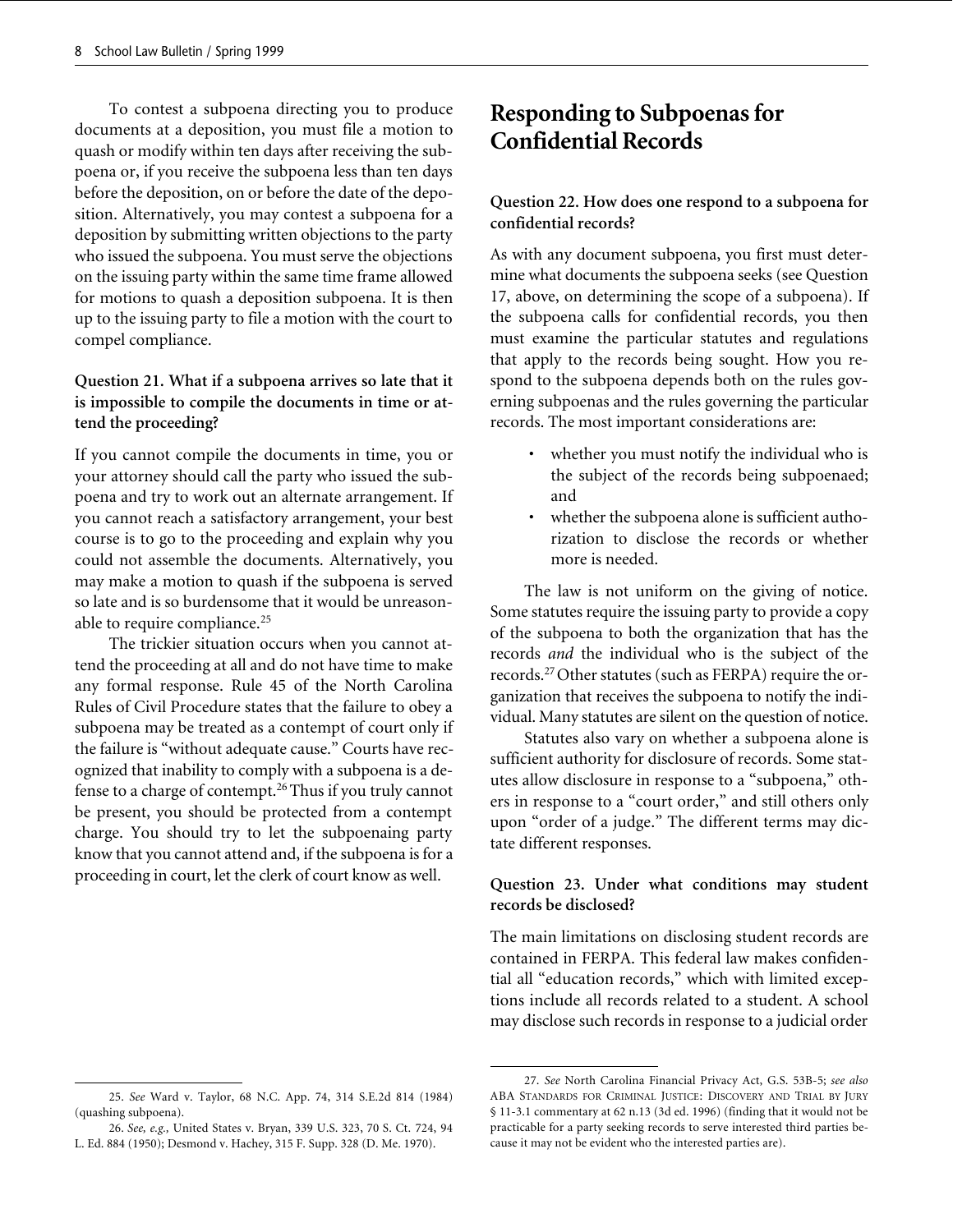To contest a subpoena directing you to produce documents at a deposition, you must file a motion to quash or modify within ten days after receiving the subpoena or, if you receive the subpoena less than ten days before the deposition, on or before the date of the deposition. Alternatively, you may contest a subpoena for a deposition by submitting written objections to the party who issued the subpoena. You must serve the objections on the issuing party within the same time frame allowed for motions to quash a deposition subpoena. It is then up to the issuing party to file a motion with the court to compel compliance.

### Question 21. What if a subpoena arrives so late that it is impossible to compile the documents in time or attend the proceeding?

If you cannot compile the documents in time, you or your attorney should call the party who issued the subpoena and try to work out an alternate arrangement. If you cannot reach a satisfactory arrangement, your best course is to go to the proceeding and explain why you could not assemble the documents. Alternatively, you may make a motion to quash if the subpoena is served so late and is so burdensome that it would be unreasonable to require compliance.[25]

The trickier situation occurs when you cannot attend the proceeding at all and do not have time to make any formal response. Rule 45 of the North Carolina Rules of Civil Procedure states that the failure to obey a subpoena may be treated as a contempt of court only if the failure is "without adequate cause." Courts have recognized that inability to comply with a subpoena is a defense to a charge of contempt.[26] Thus if you truly cannot be present, you should be protected from a contempt charge. You should try to let the subpoenaing party know that you cannot attend and, if the subpoena is for a proceeding in court, let the clerk of court know as well.

## Responding to Subpoenas for Confidential Records

### Question 22. How does one respond to a subpoena for confidential records?

As with any document subpoena, you first must determine what documents the subpoena seeks (see Question 17, above, on determining the scope of a subpoena). If the subpoena calls for confidential records, you then must examine the particular statutes and regulations that apply to the records being sought. How you respond to the subpoena depends both on the rules governing subpoenas and the rules governing the particular records. The most important considerations are:

- whether you must notify the individual who is the subject of the records being subpoenaed; and
- whether the subpoena alone is sufficient authorization to disclose the records or whether more is needed.

The law is not uniform on the giving of notice. Some statutes require the issuing party to provide a copy of the subpoena to both the organization that has the records *and* the individual who is the subject of the records.[27] Other statutes (such as FERPA) require the organization that receives the subpoena to notify the individual. Many statutes are silent on the question of notice.

Statutes also vary on whether a subpoena alone is sufficient authority for disclosure of records. Some statutes allow disclosure in response to a "subpoena," others in response to a "court order," and still others only upon "order of a judge." The different terms may dictate different responses.

### Question 23. Under what conditions may student records be disclosed?

The main limitations on disclosing student records are contained in FERPA. This federal law makes confidential all "education records," which with limited exceptions include all records related to a student. A school may disclose such records in response to a judicial order

25. *See* Ward v. Taylor, 68 N.C. App. 74, 314 S.E.2d 814 (1984) (quashing subpoena).

26. *See, e.g.,* United States v. Bryan, 339 U.S. 323, 70 S. Ct. 724, 94 L. Ed. 884 (1950); Desmond v. Hachey, 315 F. Supp. 328 (D. Me. 1970).

27. *See* North Carolina Financial Privacy Act, G.S. 53B-5; *see also* ABA STANDARDS FOR CRIMINAL JUSTICE: DISCOVERY AND TRIAL BY JURY § 11-3.1 commentary at 62 n.13 (3d ed. 1996) (finding that it would not be practicable for a party seeking records to serve interested third parties because it may not be evident who the interested parties are).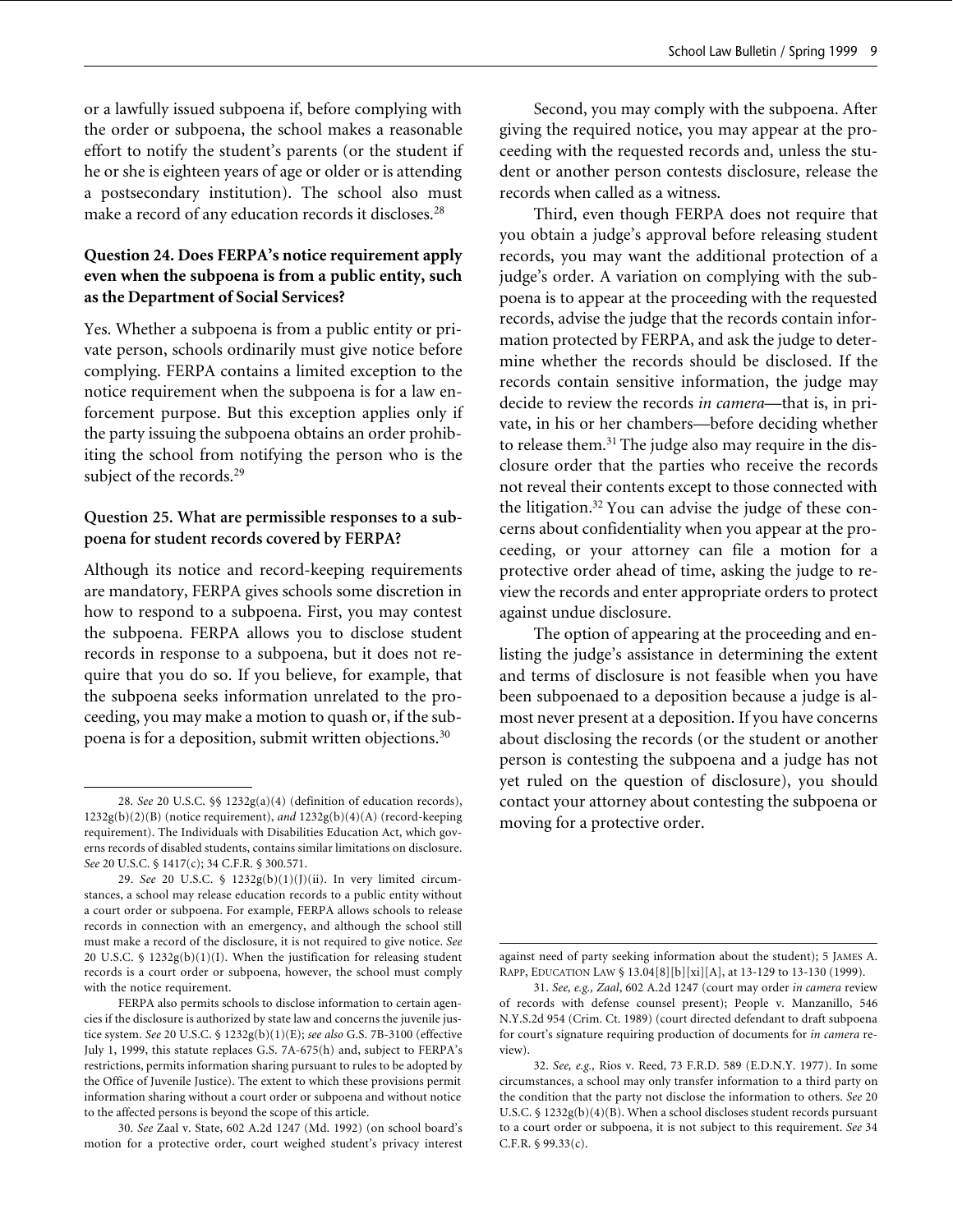or a lawfully issued subpoena if, before complying with the order or subpoena, the school makes a reasonable effort to notify the student's parents (or the student if he or she is eighteen years of age or older or is attending a postsecondary institution). The school also must make a record of any education records it discloses.[28]

### Question 24. Does FERPA's notice requirement apply even when the subpoena is from a public entity, such as the Department of Social Services?

Yes. Whether a subpoena is from a public entity or private person, schools ordinarily must give notice before complying. FERPA contains a limited exception to the notice requirement when the subpoena is for a law enforcement purpose. But this exception applies only if the party issuing the subpoena obtains an order prohibiting the school from notifying the person who is the subject of the records.[29]

### Question 25. What are permissible responses to a subpoena for student records covered by FERPA?

Although its notice and record-keeping requirements are mandatory, FERPA gives schools some discretion in how to respond to a subpoena. First, you may contest the subpoena. FERPA allows you to disclose student records in response to a subpoena, but it does not require that you do so. If you believe, for example, that the subpoena seeks information unrelated to the proceeding, you may make a motion to quash or, if the subpoena is for a deposition, submit written objections.[30]

Second, you may comply with the subpoena. After giving the required notice, you may appear at the proceeding with the requested records and, unless the student or another person contests disclosure, release the records when called as a witness.

Third, even though FERPA does not require that you obtain a judge's approval before releasing student records, you may want the additional protection of a judge's order. A variation on complying with the subpoena is to appear at the proceeding with the requested records, advise the judge that the records contain information protected by FERPA, and ask the judge to determine whether the records should be disclosed. If the records contain sensitive information, the judge may decide to review the records *in camera*—that is, in private, in his or her chambers—before deciding whether to release them.[31] The judge also may require in the disclosure order that the parties who receive the records not reveal their contents except to those connected with the litigation.[32] You can advise the judge of these concerns about confidentiality when you appear at the proceeding, or your attorney can file a motion for a protective order ahead of time, asking the judge to review the records and enter appropriate orders to protect against undue disclosure.

The option of appearing at the proceeding and enlisting the judge's assistance in determining the extent and terms of disclosure is not feasible when you have been subpoenaed to a deposition because a judge is almost never present at a deposition. If you have concerns about disclosing the records (or the student or another person is contesting the subpoena and a judge has not yet ruled on the question of disclosure), you should contact your attorney about contesting the subpoena or moving for a protective order.

---

28. *See* 20 U.S.C. §§ 1232g(a)(4) (definition of education records), 1232g(b)(2)(B) (notice requirement), *and* 1232g(b)(4)(A) (record-keeping requirement). The Individuals with Disabilities Education Act, which governs records of disabled students, contains similar limitations on disclosure. *See* 20 U.S.C. § 1417(c); 34 C.F.R. § 300.571.

29. *See* 20 U.S.C. § 1232g(b)(1)(J)(ii). In very limited circumstances, a school may release education records to a public entity without a court order or subpoena. For example, FERPA allows schools to release records in connection with an emergency, and although the school still must make a record of the disclosure, it is not required to give notice. *See* 20 U.S.C. § 1232g(b)(1)(I). When the justification for releasing student records is a court order or subpoena, however, the school must comply with the notice requirement.

FERPA also permits schools to disclose information to certain agencies if the disclosure is authorized by state law and concerns the juvenile justice system. *See* 20 U.S.C. § 1232g(b)(1)(E); *see also* G.S. 7B-3100 (effective July 1, 1999, this statute replaces G.S. 7A-675(h) and, subject to FERPA's restrictions, permits information sharing pursuant to rules to be adopted by the Office of Juvenile Justice). The extent to which these provisions permit information sharing without a court order or subpoena and without notice to the affected persons is beyond the scope of this article.

30. *See* Zaal v. State, 602 A.2d 1247 (Md. 1992) (on school board's motion for a protective order, court weighed student's privacy interest against need of party seeking information about the student); 5 JAMES A. RAPP, EDUCATION LAW § 13.04[8][b][xi][A], at 13-129 to 13-130 (1999).

31. *See, e.g., Zaal*, 602 A.2d 1247 (court may order *in camera* review of records with defense counsel present); People v. Manzanillo, 546 N.Y.S.2d 954 (Crim. Ct. 1989) (court directed defendant to draft subpoena for court's signature requiring production of documents for *in camera* review).

32. *See, e.g.,* Rios v. Reed, 73 F.R.D. 589 (E.D.N.Y. 1977). In some circumstances, a school may only transfer information to a third party on the condition that the party not disclose the information to others. *See* 20 U.S.C. § 1232g(b)(4)(B). When a school discloses student records pursuant to a court order or subpoena, it is not subject to this requirement. *See* 34 C.F.R. § 99.33(c).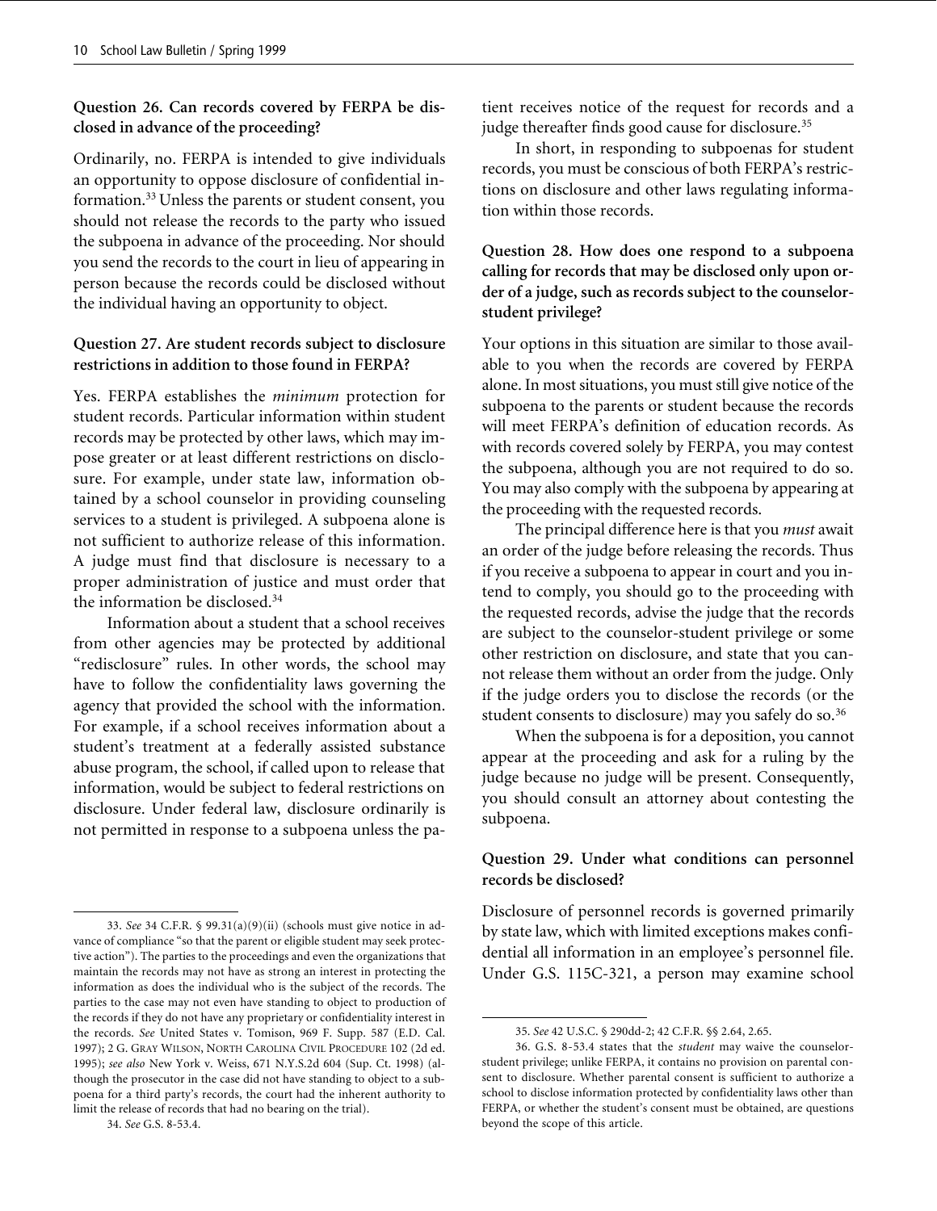**Question 26. Can records covered by FERPA be disclosed in advance of the proceeding?**

Ordinarily, no. FERPA is intended to give individuals an opportunity to oppose disclosure of confidential information.[33] Unless the parents or student consent, you should not release the records to the party who issued the subpoena in advance of the proceeding. Nor should you send the records to the court in lieu of appearing in person because the records could be disclosed without the individual having an opportunity to object.

**Question 27. Are student records subject to disclosure restrictions in addition to those found in FERPA?**

Yes. FERPA establishes the *minimum* protection for student records. Particular information within student records may be protected by other laws, which may impose greater or at least different restrictions on disclosure. For example, under state law, information obtained by a school counselor in providing counseling services to a student is privileged. A subpoena alone is not sufficient to authorize release of this information. A judge must find that disclosure is necessary to a proper administration of justice and must order that the information be disclosed.[34]

Information about a student that a school receives from other agencies may be protected by additional "redisclosure" rules. In other words, the school may have to follow the confidentiality laws governing the agency that provided the school with the information. For example, if a school receives information about a student's treatment at a federally assisted substance abuse program, the school, if called upon to release that information, would be subject to federal restrictions on disclosure. Under federal law, disclosure ordinarily is not permitted in response to a subpoena unless the patient receives notice of the request for records and a judge thereafter finds good cause for disclosure.[35]

In short, in responding to subpoenas for student records, you must be conscious of both FERPA's restrictions on disclosure and other laws regulating information within those records.

**Question 28. How does one respond to a subpoena calling for records that may be disclosed only upon order of a judge, such as records subject to the counselor-student privilege?**

Your options in this situation are similar to those available to you when the records are covered by FERPA alone. In most situations, you must still give notice of the subpoena to the parents or student because the records will meet FERPA's definition of education records. As with records covered solely by FERPA, you may contest the subpoena, although you are not required to do so. You may also comply with the subpoena by appearing at the proceeding with the requested records.

The principal difference here is that you *must* await an order of the judge before releasing the records. Thus if you receive a subpoena to appear in court and you intend to comply, you should go to the proceeding with the requested records, advise the judge that the records are subject to the counselor-student privilege or some other restriction on disclosure, and state that you cannot release them without an order from the judge. Only if the judge orders you to disclose the records (or the student consents to disclosure) may you safely do so.[36]

When the subpoena is for a deposition, you cannot appear at the proceeding and ask for a ruling by the judge because no judge will be present. Consequently, you should consult an attorney about contesting the subpoena.

**Question 29. Under what conditions can personnel records be disclosed?**

Disclosure of personnel records is governed primarily by state law, which with limited exceptions makes confidential all information in an employee's personnel file. Under G.S. 115C-321, a person may examine school

---

33. *See* 34 C.F.R. § 99.31(a)(9)(ii) (schools must give notice in advance of compliance "so that the parent or eligible student may seek protective action"). The parties to the proceedings and even the organizations that maintain the records may not have as strong an interest in protecting the information as does the individual who is the subject of the records. The parties to the case may not even have standing to object to production of the records if they do not have any proprietary or confidentiality interest in the records. *See* United States v. Tomison, 969 F. Supp. 587 (E.D. Cal. 1997); 2 G. Gray Wilson, North Carolina Civil Procedure 102 (2d ed. 1995); *see also* New York v. Weiss, 671 N.Y.S.2d 604 (Sup. Ct. 1998) (although the prosecutor in the case did not have standing to object to a subpoena for a third party's records, the court had the inherent authority to limit the release of records that had no bearing on the trial).

34. *See* G.S. 8-53.4.

35. *See* 42 U.S.C. § 290dd-2; 42 C.F.R. §§ 2.64, 2.65.

36. G.S. 8-53.4 states that the *student* may waive the counselor-student privilege; unlike FERPA, it contains no provision on parental consent to disclosure. Whether parental consent is sufficient to authorize a school to disclose information protected by confidentiality laws other than FERPA, or whether the student's consent must be obtained, are questions beyond the scope of this article.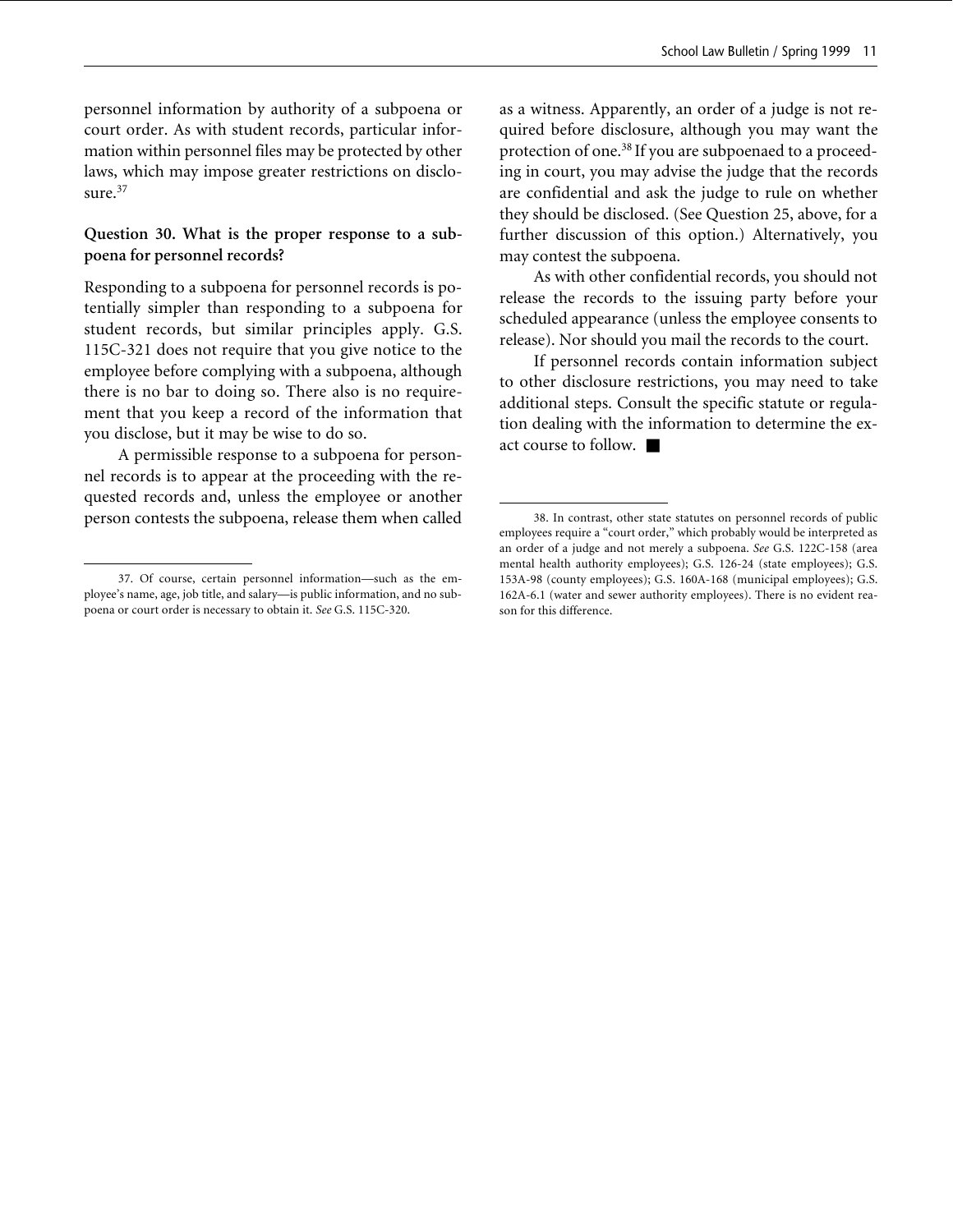personnel information by authority of a subpoena or court order. As with student records, particular information within personnel files may be protected by other laws, which may impose greater restrictions on disclosure.[37]

**Question 30. What is the proper response to a subpoena for personnel records?**

Responding to a subpoena for personnel records is potentially simpler than responding to a subpoena for student records, but similar principles apply. G.S. 115C-321 does not require that you give notice to the employee before complying with a subpoena, although there is no bar to doing so. There also is no requirement that you keep a record of the information that you disclose, but it may be wise to do so.

A permissible response to a subpoena for personnel records is to appear at the proceeding with the requested records and, unless the employee or another person contests the subpoena, release them when called as a witness. Apparently, an order of a judge is not required before disclosure, although you may want the protection of one.[38] If you are subpoenaed to a proceeding in court, you may advise the judge that the records are confidential and ask the judge to rule on whether they should be disclosed. (See Question 25, above, for a further discussion of this option.) Alternatively, you may contest the subpoena.

As with other confidential records, you should not release the records to the issuing party before your scheduled appearance (unless the employee consents to release). Nor should you mail the records to the court.

If personnel records contain information subject to other disclosure restrictions, you may need to take additional steps. Consult the specific statute or regulation dealing with the information to determine the exact course to follow. ■

---

37. Of course, certain personnel information—such as the employee's name, age, job title, and salary—is public information, and no subpoena or court order is necessary to obtain it. *See* G.S. 115C-320.

38. In contrast, other state statutes on personnel records of public employees require a "court order," which probably would be interpreted as an order of a judge and not merely a subpoena. *See* G.S. 122C-158 (area mental health authority employees); G.S. 126-24 (state employees); G.S. 153A-98 (county employees); G.S. 160A-168 (municipal employees); G.S. 162A-6.1 (water and sewer authority employees). There is no evident reason for this difference.